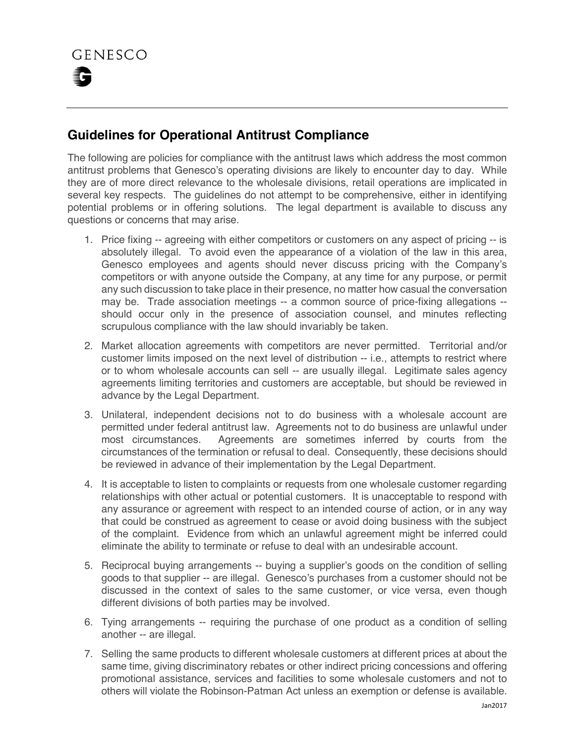GENESCO

## Guidelines for Operational Antitrust Compliance

The following are policies for compliance with the antitrust laws which address the most common antitrust problems that Genesco's operating divisions are likely to encounter day to day. While they are of more direct relevance to the wholesale divisions, retail operations are implicated in several key respects. The guidelines do not attempt to be comprehensive, either in identifying potential problems or in offering solutions. The legal department is available to discuss any questions or concerns that may arise.

1. Price fixing -- agreeing with either competitors or customers on any aspect of pricing -- is absolutely illegal. To avoid even the appearance of a violation of the law in this area, Genesco employees and agents should never discuss pricing with the Company's competitors or with anyone outside the Company, at any time for any purpose, or permit any such discussion to take place in their presence, no matter how casual the conversation may be. Trade association meetings -- a common source of price-fixing allegations -- should occur only in the presence of association counsel, and minutes reflecting scrupulous compliance with the law should invariably be taken.

2. Market allocation agreements with competitors are never permitted. Territorial and/or customer limits imposed on the next level of distribution -- i.e., attempts to restrict where or to whom wholesale accounts can sell -- are usually illegal. Legitimate sales agency agreements limiting territories and customers are acceptable, but should be reviewed in advance by the Legal Department.

3. Unilateral, independent decisions not to do business with a wholesale account are permitted under federal antitrust law. Agreements not to do business are unlawful under most circumstances. Agreements are sometimes inferred by courts from the circumstances of the termination or refusal to deal. Consequently, these decisions should be reviewed in advance of their implementation by the Legal Department.

4. It is acceptable to listen to complaints or requests from one wholesale customer regarding relationships with other actual or potential customers. It is unacceptable to respond with any assurance or agreement with respect to an intended course of action, or in any way that could be construed as agreement to cease or avoid doing business with the subject of the complaint. Evidence from which an unlawful agreement might be inferred could eliminate the ability to terminate or refuse to deal with an undesirable account.

5. Reciprocal buying arrangements -- buying a supplier's goods on the condition of selling goods to that supplier -- are illegal. Genesco's purchases from a customer should not be discussed in the context of sales to the same customer, or vice versa, even though different divisions of both parties may be involved.

6. Tying arrangements -- requiring the purchase of one product as a condition of selling another -- are illegal.

7. Selling the same products to different wholesale customers at different prices at about the same time, giving discriminatory rebates or other indirect pricing concessions and offering promotional assistance, services and facilities to some wholesale customers and not to others will violate the Robinson-Patman Act unless an exemption or defense is available.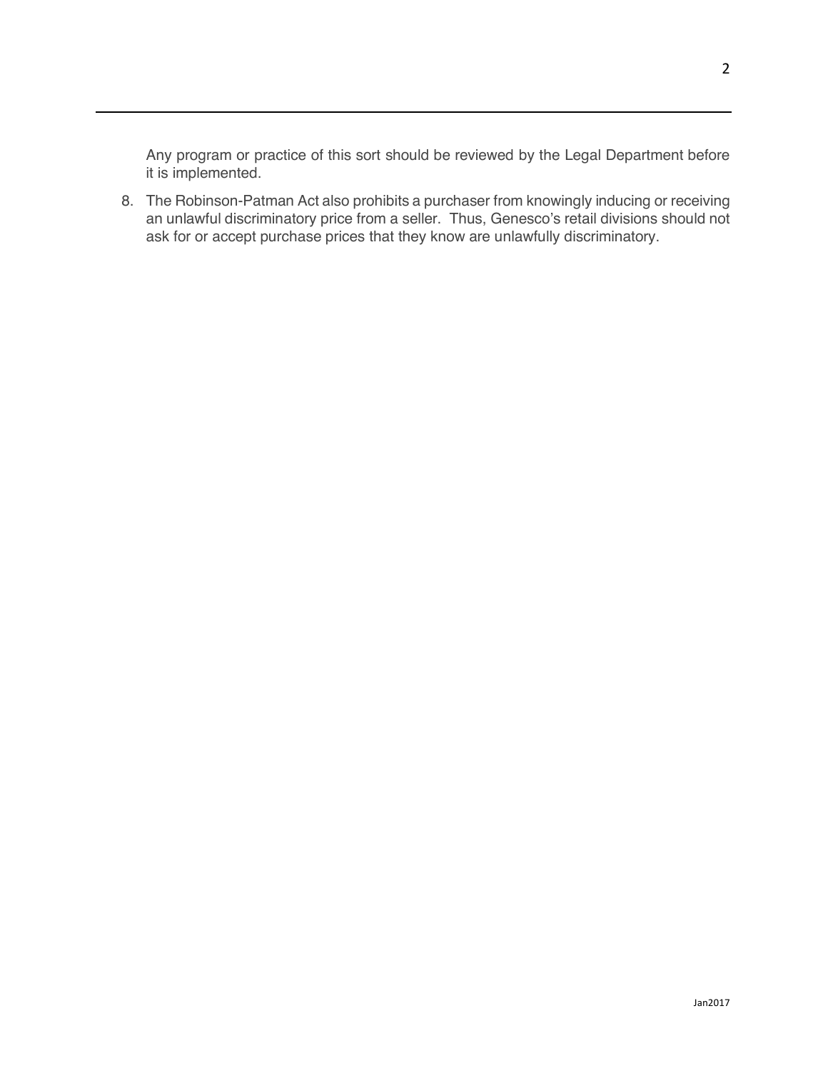Any program or practice of this sort should be reviewed by the Legal Department before it is implemented.

8. The Robinson-Patman Act also prohibits a purchaser from knowingly inducing or receiving an unlawful discriminatory price from a seller. Thus, Genesco's retail divisions should not ask for or accept purchase prices that they know are unlawfully discriminatory.